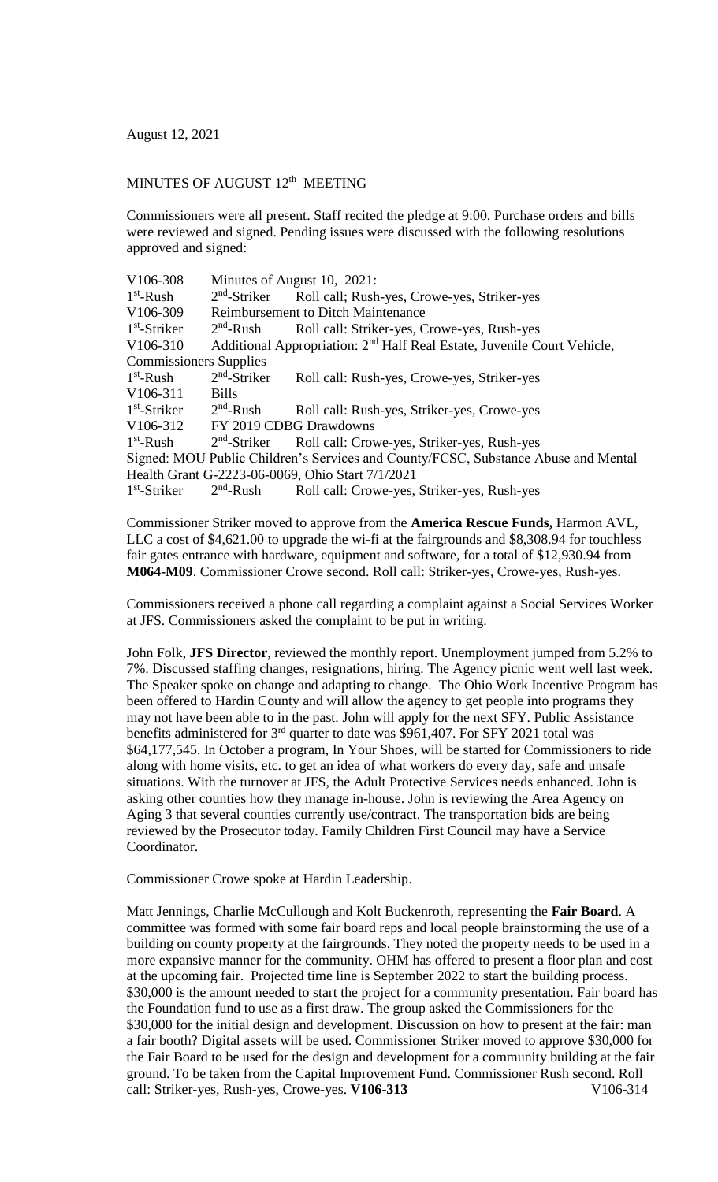August 12, 2021

MINUTES OF AUGUST 12th MEETING

Commissioners were all present. Staff recited the pledge at 9:00. Purchase orders and bills were reviewed and signed. Pending issues were discussed with the following resolutions approved and signed:

V106-308 Minutes of August 10, 2021:
1st-Rush 2nd-Striker Roll call; Rush-yes, Crowe-yes, Striker-yes
V106-309 Reimbursement to Ditch Maintenance
1st-Striker 2nd-Rush Roll call: Striker-yes, Crowe-yes, Rush-yes
V106-310 Additional Appropriation: 2nd Half Real Estate, Juvenile Court Vehicle, Commissioners Supplies
1st-Rush 2nd-Striker Roll call: Rush-yes, Crowe-yes, Striker-yes
V106-311 Bills
1st-Striker 2nd-Rush Roll call: Rush-yes, Striker-yes, Crowe-yes
V106-312 FY 2019 CDBG Drawdowns
1st-Rush 2nd-Striker Roll call: Crowe-yes, Striker-yes, Rush-yes
Signed: MOU Public Children's Services and County/FCSC, Substance Abuse and Mental Health Grant G-2223-06-0069, Ohio Start 7/1/2021
1st-Striker 2nd-Rush Roll call: Crowe-yes, Striker-yes, Rush-yes

Commissioner Striker moved to approve from the **America Rescue Funds,** Harmon AVL, LLC a cost of $4,621.00 to upgrade the wi-fi at the fairgrounds and $8,308.94 for touchless fair gates entrance with hardware, equipment and software, for a total of $12,930.94 from **M064-M09**. Commissioner Crowe second. Roll call: Striker-yes, Crowe-yes, Rush-yes.

Commissioners received a phone call regarding a complaint against a Social Services Worker at JFS. Commissioners asked the complaint to be put in writing.

John Folk, **JFS Director**, reviewed the monthly report. Unemployment jumped from 5.2% to 7%. Discussed staffing changes, resignations, hiring. The Agency picnic went well last week. The Speaker spoke on change and adapting to change. The Ohio Work Incentive Program has been offered to Hardin County and will allow the agency to get people into programs they may not have been able to in the past. John will apply for the next SFY. Public Assistance benefits administered for 3rd quarter to date was $961,407. For SFY 2021 total was $64,177,545. In October a program, In Your Shoes, will be started for Commissioners to ride along with home visits, etc. to get an idea of what workers do every day, safe and unsafe situations. With the turnover at JFS, the Adult Protective Services needs enhanced. John is asking other counties how they manage in-house. John is reviewing the Area Agency on Aging 3 that several counties currently use/contract. The transportation bids are being reviewed by the Prosecutor today. Family Children First Council may have a Service Coordinator.

Commissioner Crowe spoke at Hardin Leadership.

Matt Jennings, Charlie McCullough and Kolt Buckenroth, representing the **Fair Board**. A committee was formed with some fair board reps and local people brainstorming the use of a building on county property at the fairgrounds. They noted the property needs to be used in a more expansive manner for the community. OHM has offered to present a floor plan and cost at the upcoming fair. Projected time line is September 2022 to start the building process. $30,000 is the amount needed to start the project for a community presentation. Fair board has the Foundation fund to use as a first draw. The group asked the Commissioners for the $30,000 for the initial design and development. Discussion on how to present at the fair: man a fair booth? Digital assets will be used. Commissioner Striker moved to approve $30,000 for the Fair Board to be used for the design and development for a community building at the fair ground. To be taken from the Capital Improvement Fund. Commissioner Rush second. Roll call: Striker-yes, Rush-yes, Crowe-yes. **V106-313** V106-314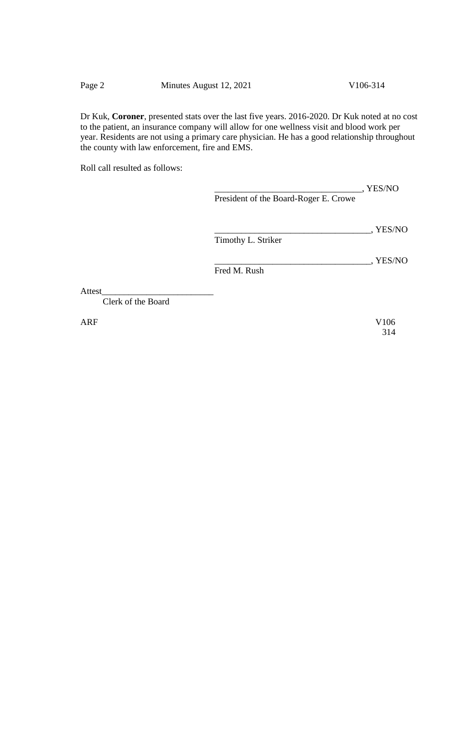Dr Kuk, **Coroner**, presented stats over the last five years. 2016-2020. Dr Kuk noted at no cost to the patient, an insurance company will allow for one wellness visit and blood work per year. Residents are not using a primary care physician. He has a good relationship throughout the county with law enforcement, fire and EMS.

Roll call resulted as follows:

_________________________________, YES/NO
President of the Board-Roger E. Crowe

__________________________________, YES/NO
Timothy L. Striker

__________________________________, YES/NO
Fred M. Rush

Attest________________________
Clerk of the Board

ARF

V106
314